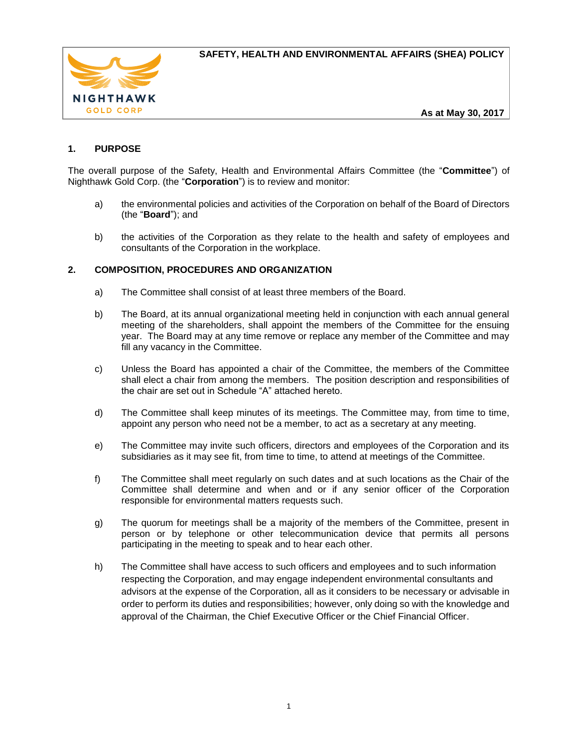# SAFETY, HEALTH AND ENVIRONMENTAL AFFAIRS (SHEA) POLICY

NIGHTHAWK GOLD CORP

**As at May 30, 2017**

## 1. PURPOSE

The overall purpose of the Safety, Health and Environmental Affairs Committee (the "**Committee**") of Nighthawk Gold Corp. (the "**Corporation**") is to review and monitor:

a) the environmental policies and activities of the Corporation on behalf of the Board of Directors (the "**Board**"); and

b) the activities of the Corporation as they relate to the health and safety of employees and consultants of the Corporation in the workplace.

## 2. COMPOSITION, PROCEDURES AND ORGANIZATION

a) The Committee shall consist of at least three members of the Board.

b) The Board, at its annual organizational meeting held in conjunction with each annual general meeting of the shareholders, shall appoint the members of the Committee for the ensuing year. The Board may at any time remove or replace any member of the Committee and may fill any vacancy in the Committee.

c) Unless the Board has appointed a chair of the Committee, the members of the Committee shall elect a chair from among the members. The position description and responsibilities of the chair are set out in Schedule "A" attached hereto.

d) The Committee shall keep minutes of its meetings. The Committee may, from time to time, appoint any person who need not be a member, to act as a secretary at any meeting.

e) The Committee may invite such officers, directors and employees of the Corporation and its subsidiaries as it may see fit, from time to time, to attend at meetings of the Committee.

f) The Committee shall meet regularly on such dates and at such locations as the Chair of the Committee shall determine and when and or if any senior officer of the Corporation responsible for environmental matters requests such.

g) The quorum for meetings shall be a majority of the members of the Committee, present in person or by telephone or other telecommunication device that permits all persons participating in the meeting to speak and to hear each other.

h) The Committee shall have access to such officers and employees and to such information respecting the Corporation, and may engage independent environmental consultants and advisors at the expense of the Corporation, all as it considers to be necessary or advisable in order to perform its duties and responsibilities; however, only doing so with the knowledge and approval of the Chairman, the Chief Executive Officer or the Chief Financial Officer.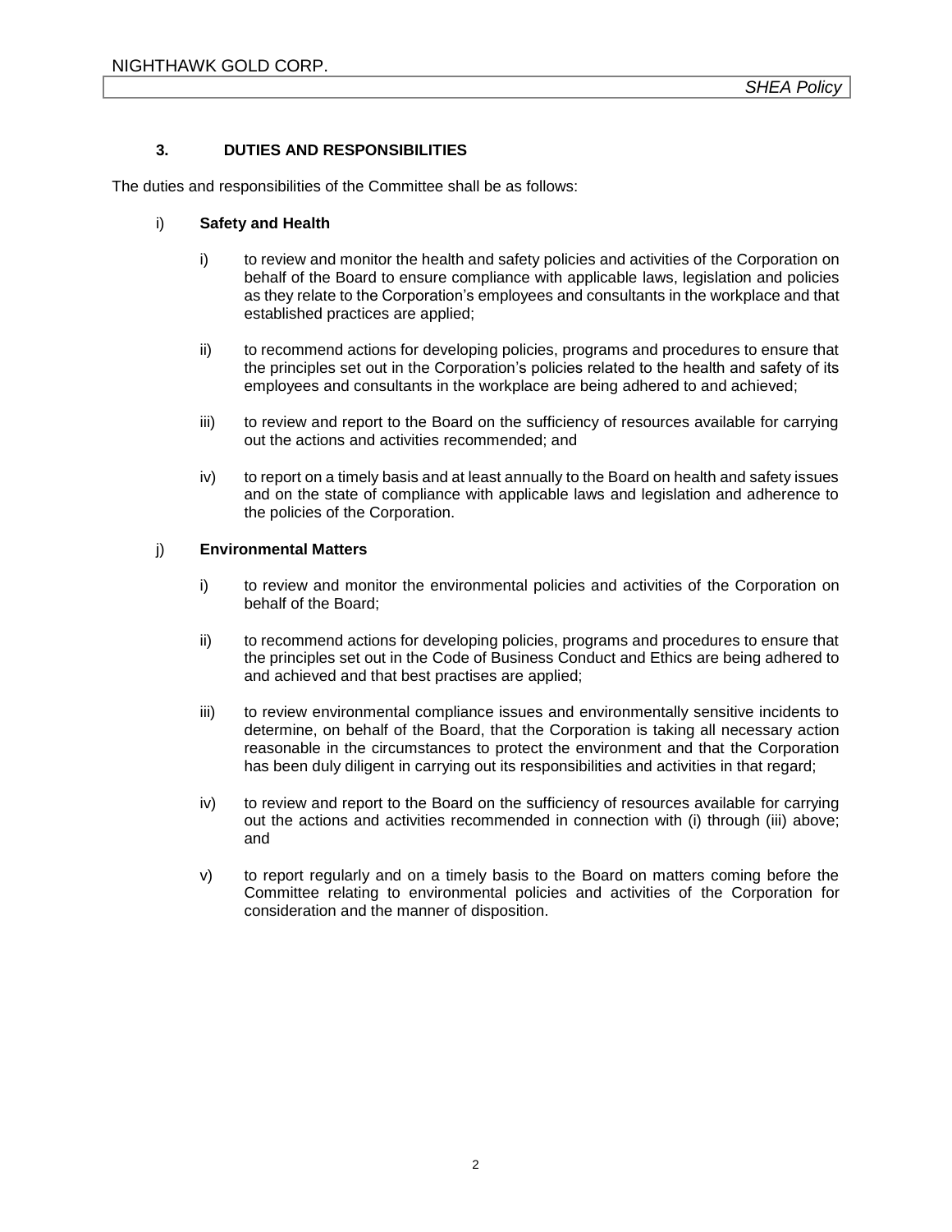### 3. DUTIES AND RESPONSIBILITIES

The duties and responsibilities of the Committee shall be as follows:

i) **Safety and Health**

   i) to review and monitor the health and safety policies and activities of the Corporation on behalf of the Board to ensure compliance with applicable laws, legislation and policies as they relate to the Corporation's employees and consultants in the workplace and that established practices are applied;

   ii) to recommend actions for developing policies, programs and procedures to ensure that the principles set out in the Corporation's policies related to the health and safety of its employees and consultants in the workplace are being adhered to and achieved;

   iii) to review and report to the Board on the sufficiency of resources available for carrying out the actions and activities recommended; and

   iv) to report on a timely basis and at least annually to the Board on health and safety issues and on the state of compliance with applicable laws and legislation and adherence to the policies of the Corporation.

j) **Environmental Matters**

   i) to review and monitor the environmental policies and activities of the Corporation on behalf of the Board;

   ii) to recommend actions for developing policies, programs and procedures to ensure that the principles set out in the Code of Business Conduct and Ethics are being adhered to and achieved and that best practises are applied;

   iii) to review environmental compliance issues and environmentally sensitive incidents to determine, on behalf of the Board, that the Corporation is taking all necessary action reasonable in the circumstances to protect the environment and that the Corporation has been duly diligent in carrying out its responsibilities and activities in that regard;

   iv) to review and report to the Board on the sufficiency of resources available for carrying out the actions and activities recommended in connection with (i) through (iii) above; and

   v) to report regularly and on a timely basis to the Board on matters coming before the Committee relating to environmental policies and activities of the Corporation for consideration and the manner of disposition.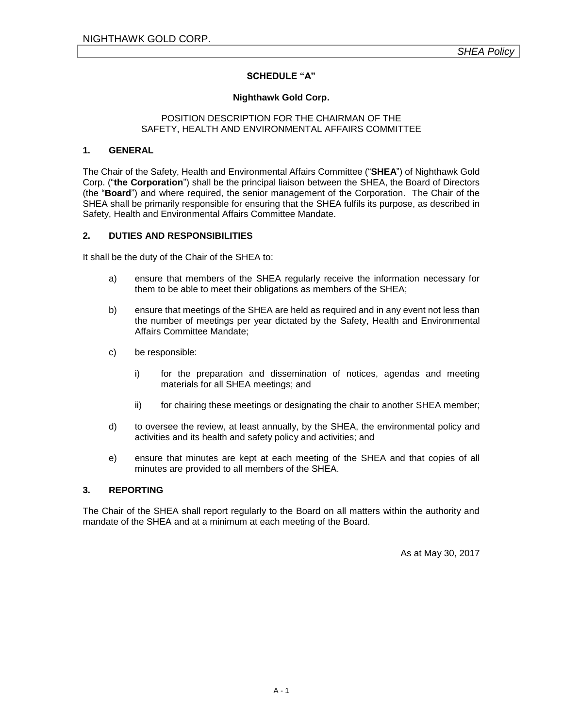**SCHEDULE “A”**

**Nighthawk Gold Corp.**

POSITION DESCRIPTION FOR THE CHAIRMAN OF THE SAFETY, HEALTH AND ENVIRONMENTAL AFFAIRS COMMITTEE

## 1. GENERAL

The Chair of the Safety, Health and Environmental Affairs Committee (“**SHEA**”) of Nighthawk Gold Corp. (“**the Corporation**”) shall be the principal liaison between the SHEA, the Board of Directors (the “**Board**”) and where required, the senior management of the Corporation. The Chair of the SHEA shall be primarily responsible for ensuring that the SHEA fulfils its purpose, as described in Safety, Health and Environmental Affairs Committee Mandate.

## 2. DUTIES AND RESPONSIBILITIES

It shall be the duty of the Chair of the SHEA to:

a) ensure that members of the SHEA regularly receive the information necessary for them to be able to meet their obligations as members of the SHEA;

b) ensure that meetings of the SHEA are held as required and in any event not less than the number of meetings per year dictated by the Safety, Health and Environmental Affairs Committee Mandate;

c) be responsible:

    i) for the preparation and dissemination of notices, agendas and meeting materials for all SHEA meetings; and

    ii) for chairing these meetings or designating the chair to another SHEA member;

d) to oversee the review, at least annually, by the SHEA, the environmental policy and activities and its health and safety policy and activities; and

e) ensure that minutes are kept at each meeting of the SHEA and that copies of all minutes are provided to all members of the SHEA.

## 3. REPORTING

The Chair of the SHEA shall report regularly to the Board on all matters within the authority and mandate of the SHEA and at a minimum at each meeting of the Board.

As at May 30, 2017